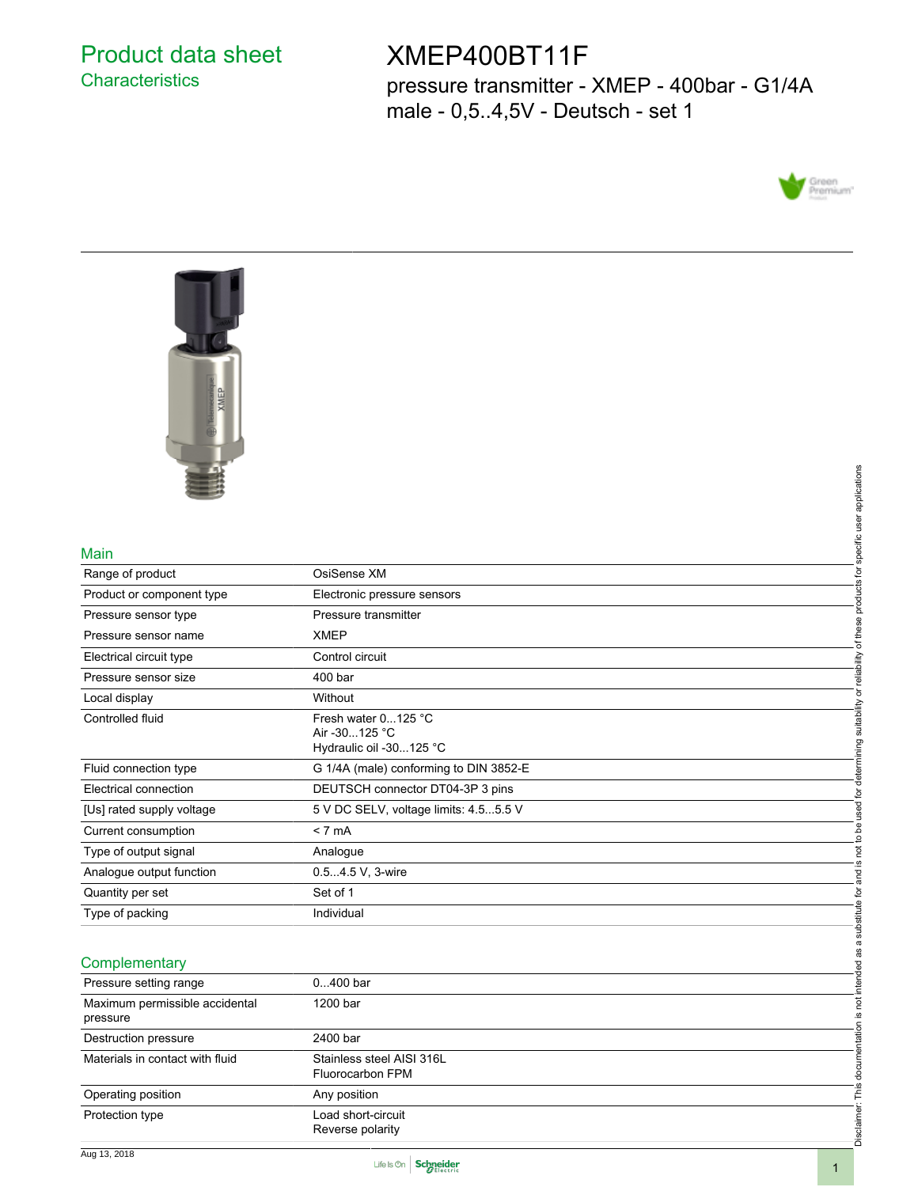# Product data sheet

## Characteristics

# XMEP400BT11F

pressure transmitter - XMEP - 400bar - G1/4A male - 0,5..4,5V - Deutsch - set 1

## Main

| | |
|---|---|
| Range of product | OsiSense XM |
| Product or component type | Electronic pressure sensors |
| Pressure sensor type | Pressure transmitter |
| Pressure sensor name | XMEP |
| Electrical circuit type | Control circuit |
| Pressure sensor size | 400 bar |
| Local display | Without |
| Controlled fluid | Fresh water 0...125 °C<br>Air -30...125 °C<br>Hydraulic oil -30...125 °C |
| Fluid connection type | G 1/4A (male) conforming to DIN 3852-E |
| Electrical connection | DEUTSCH connector DT04-3P 3 pins |
| [Us] rated supply voltage | 5 V DC SELV, voltage limits: 4.5...5.5 V |
| Current consumption | < 7 mA |
| Type of output signal | Analogue |
| Analogue output function | 0.5...4.5 V, 3-wire |
| Quantity per set | Set of 1 |
| Type of packing | Individual |

## Complementary

| | |
|---|---|
| Pressure setting range | 0...400 bar |
| Maximum permissible accidental pressure | 1200 bar |
| Destruction pressure | 2400 bar |
| Materials in contact with fluid | Stainless steel AISI 316L<br>Fluorocarbon FPM |
| Operating position | Any position |
| Protection type | Load short-circuit<br>Reverse polarity |

Disclaimer: This documentation is not intended as a substitute for and is not to be used for determining suitability or reliability of these products for specific user applications

Aug 13, 2018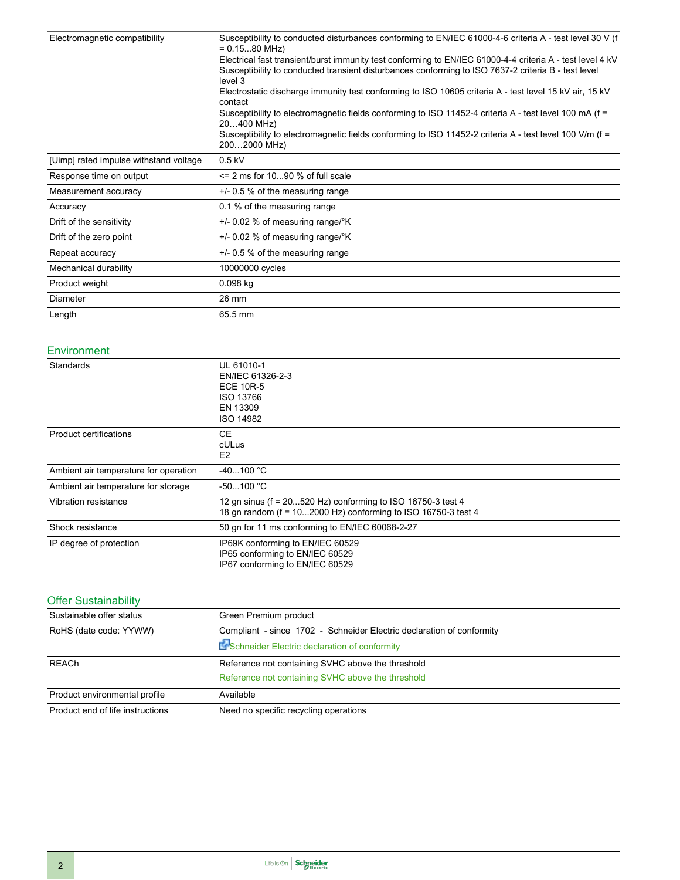| | |
|---|---|
| Electromagnetic compatibility | Susceptibility to conducted disturbances conforming to EN/IEC 61000-4-6 criteria A - test level 30 V (f = 0.15...80 MHz)<br>Electrical fast transient/burst immunity test conforming to EN/IEC 61000-4-4 criteria A - test level 4 kV<br>Susceptibility to conducted transient disturbances conforming to ISO 7637-2 criteria B - test level level 3<br>Electrostatic discharge immunity test conforming to ISO 10605 criteria A - test level 15 kV air, 15 kV contact<br>Susceptibility to electromagnetic fields conforming to ISO 11452-4 criteria A - test level 100 mA (f = 20…400 MHz)<br>Susceptibility to electromagnetic fields conforming to ISO 11452-2 criteria A - test level 100 V/m (f = 200…2000 MHz) |
| [Uimp] rated impulse withstand voltage | 0.5 kV |
| Response time on output | <= 2 ms for 10...90 % of full scale |
| Measurement accuracy | +/- 0.5 % of the measuring range |
| Accuracy | 0.1 % of the measuring range |
| Drift of the sensitivity | +/- 0.02 % of measuring range/°K |
| Drift of the zero point | +/- 0.02 % of measuring range/°K |
| Repeat accuracy | +/- 0.5 % of the measuring range |
| Mechanical durability | 10000000 cycles |
| Product weight | 0.098 kg |
| Diameter | 26 mm |
| Length | 65.5 mm |

## Environment

| | |
|---|---|
| Standards | UL 61010-1<br>EN/IEC 61326-2-3<br>ECE 10R-5<br>ISO 13766<br>EN 13309<br>ISO 14982 |
| Product certifications | CE<br>cULus<br>E2 |
| Ambient air temperature for operation | -40...100 °C |
| Ambient air temperature for storage | -50...100 °C |
| Vibration resistance | 12 gn sinus (f = 20...520 Hz) conforming to ISO 16750-3 test 4<br>18 gn random (f = 10...2000 Hz) conforming to ISO 16750-3 test 4 |
| Shock resistance | 50 gn for 11 ms conforming to EN/IEC 60068-2-27 |
| IP degree of protection | IP69K conforming to EN/IEC 60529<br>IP65 conforming to EN/IEC 60529<br>IP67 conforming to EN/IEC 60529 |

## Offer Sustainability

| | |
|---|---|
| Sustainable offer status | Green Premium product |
| RoHS (date code: YYWW) | Compliant - since 1702 - Schneider Electric declaration of conformity<br>Schneider Electric declaration of conformity |
| REACh | Reference not containing SVHC above the threshold<br>Reference not containing SVHC above the threshold |
| Product environmental profile | Available |
| Product end of life instructions | Need no specific recycling operations |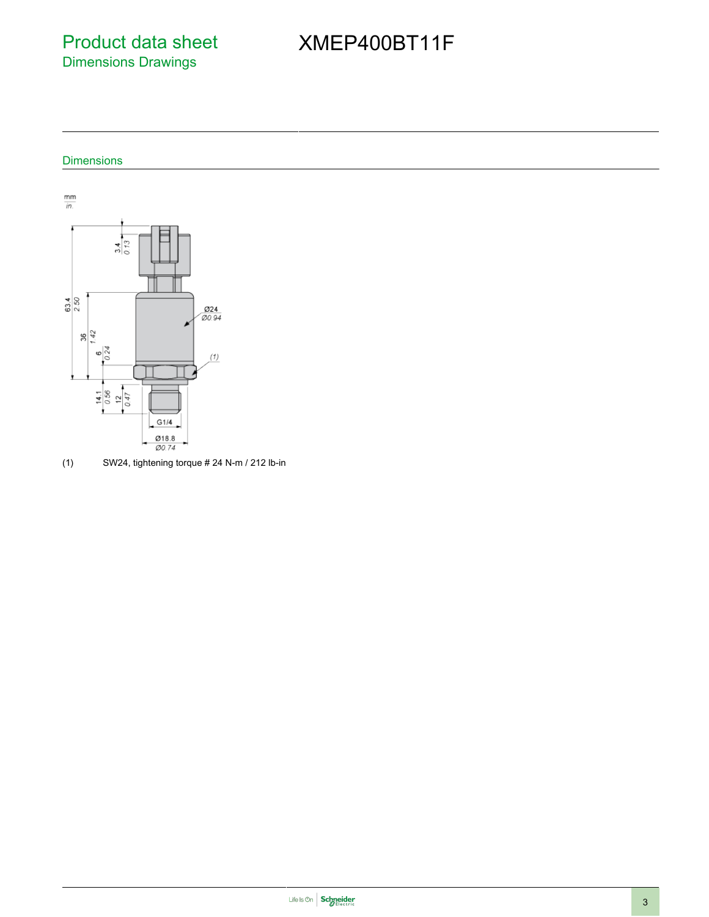# Product data sheet
## Dimensions Drawings

# XMEP400BT11F

### Dimensions

(1) SW24, tightening torque # 24 N-m / 212 lb-in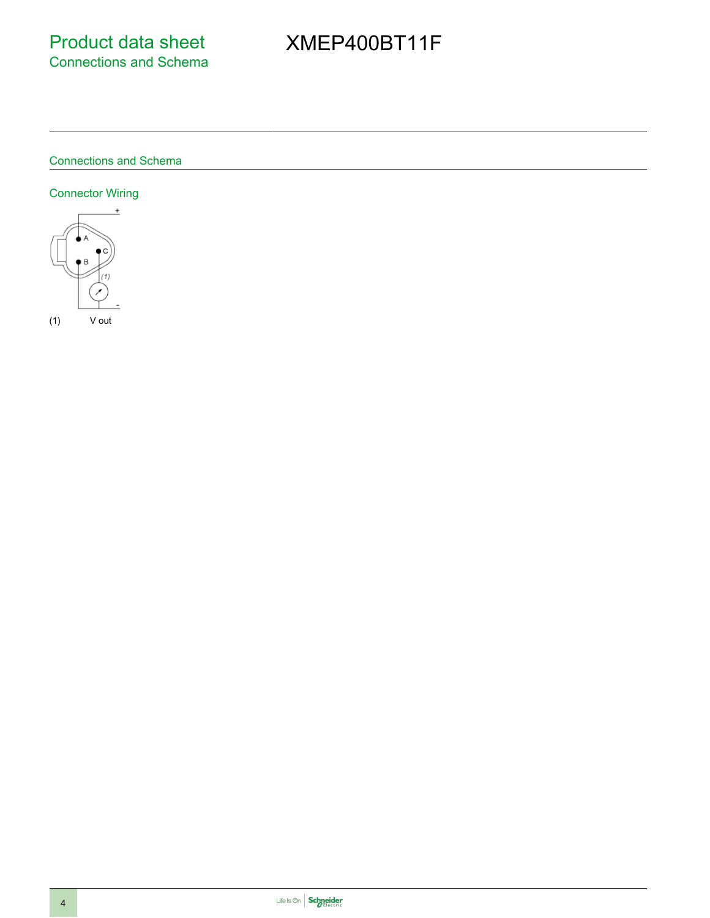# Product data sheet
## Connections and Schema

# XMEP400BT11F

## Connections and Schema

### Connector Wiring

(1) V out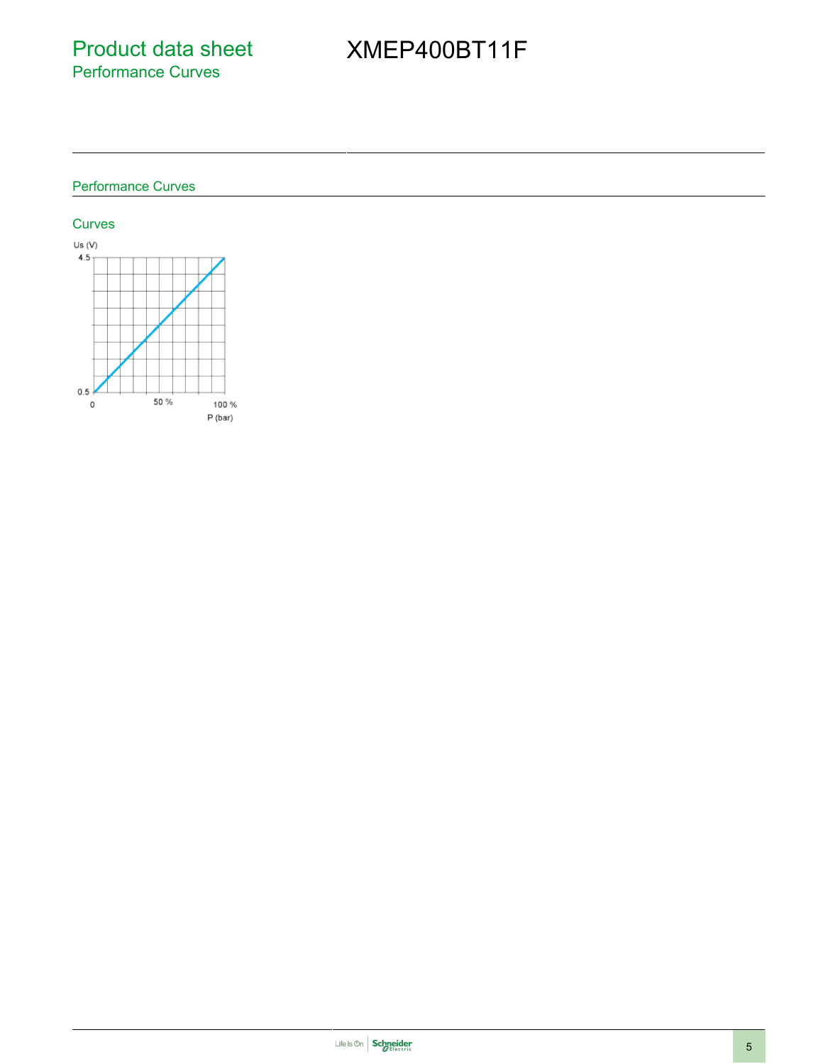# Product data sheet
## Performance Curves

XMEP400BT11F

## Performance Curves

### Curves

Us (V)
4.5
0.5
0
50 %
100 %
P (bar)